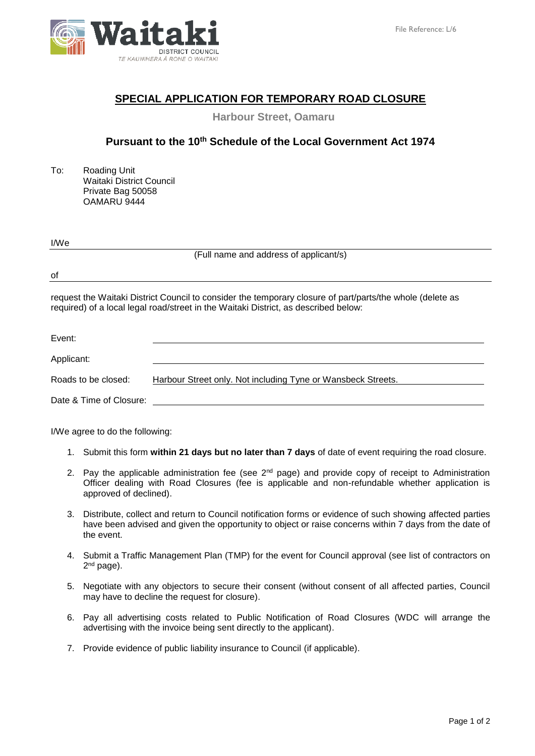Waitaki DISTRICT COUNCIL
TE KAUNIHERA Ā ROHE O WAITAKI

File Reference: L/6

# SPECIAL APPLICATION FOR TEMPORARY ROAD CLOSURE

**Harbour Street, Oamaru**

## Pursuant to the 10th Schedule of the Local Government Act 1974

To: Roading Unit
Waitaki District Council
Private Bag 50058
OAMARU 9444

I/We ______________________________________________
(Full name and address of applicant/s)

of ______________________________________________

request the Waitaki District Council to consider the temporary closure of part/parts/the whole (delete as required) of a local legal road/street in the Waitaki District, as described below:

Event: ______________________________________________

Applicant: ______________________________________________

Roads to be closed: Harbour Street only. Not including Tyne or Wansbeck Streets.

Date & Time of Closure: ______________________________________________

I/We agree to do the following:

1. Submit this form **within 21 days but no later than 7 days** of date of event requiring the road closure.
2. Pay the applicable administration fee (see 2nd page) and provide copy of receipt to Administration Officer dealing with Road Closures (fee is applicable and non-refundable whether application is approved of declined).
3. Distribute, collect and return to Council notification forms or evidence of such showing affected parties have been advised and given the opportunity to object or raise concerns within 7 days from the date of the event.
4. Submit a Traffic Management Plan (TMP) for the event for Council approval (see list of contractors on 2nd page).
5. Negotiate with any objectors to secure their consent (without consent of all affected parties, Council may have to decline the request for closure).
6. Pay all advertising costs related to Public Notification of Road Closures (WDC will arrange the advertising with the invoice being sent directly to the applicant).
7. Provide evidence of public liability insurance to Council (if applicable).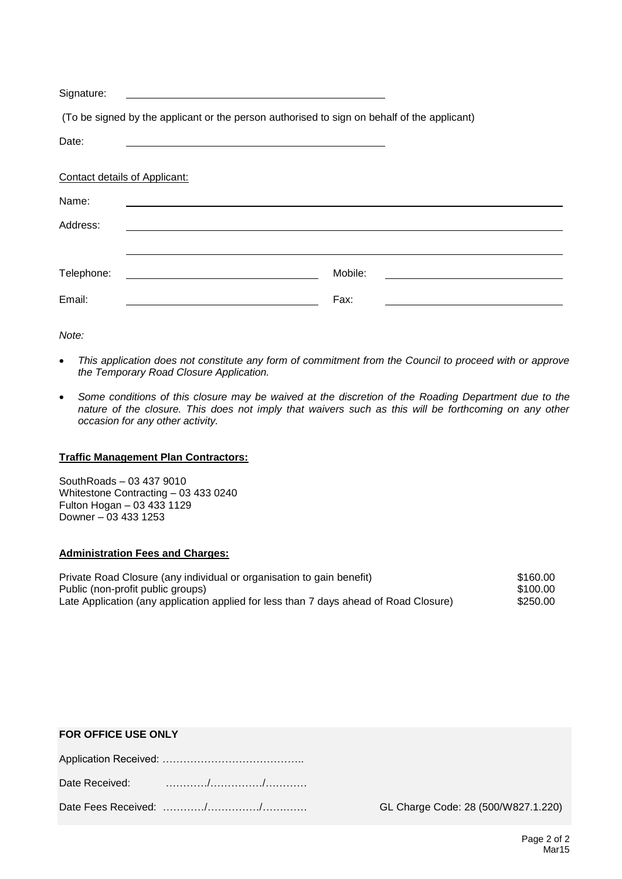Signature: ______________________________

(To be signed by the applicant or the person authorised to sign on behalf of the applicant)

Date: ______________________________

Contact details of Applicant:

Name: ______________________________

Address: ______________________________

______________________________

Telephone: ______________________ Mobile: ______________________

Email: ______________________ Fax: ______________________

*Note:*

- *This application does not constitute any form of commitment from the Council to proceed with or approve the Temporary Road Closure Application.*
- *Some conditions of this closure may be waived at the discretion of the Roading Department due to the nature of the closure. This does not imply that waivers such as this will be forthcoming on any other occasion for any other activity.*

**Traffic Management Plan Contractors:**

SouthRoads – 03 437 9010
Whitestone Contracting – 03 433 0240
Fulton Hogan – 03 433 1129
Downer – 03 433 1253

**Administration Fees and Charges:**

| | |
|---|---|
| Private Road Closure (any individual or organisation to gain benefit) | \$160.00 |
| Public (non-profit public groups) | \$100.00 |
| Late Application (any application applied for less than 7 days ahead of Road Closure) | \$250.00 |

**FOR OFFICE USE ONLY**

Application Received: …………………………………..

Date Received: …………/……………/…………

Date Fees Received: …………/……………/…………. GL Charge Code: 28 (500/W827.1.220)

Mar15